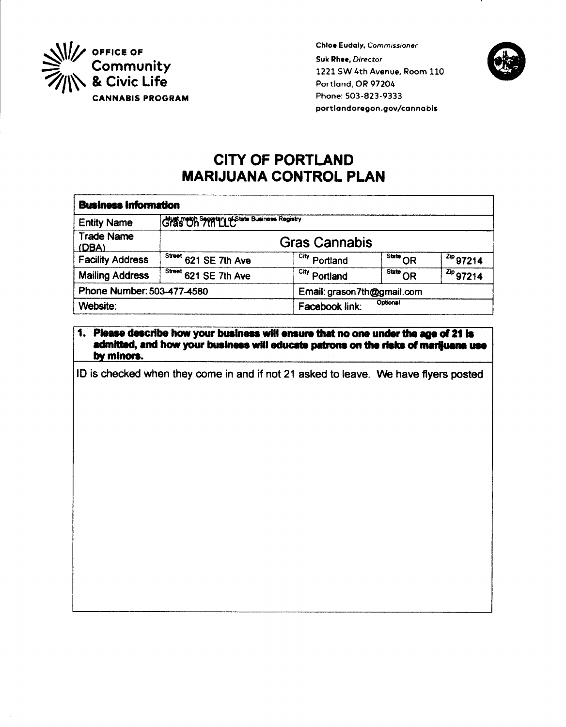**OFFICE OF Community & Civic Life**
**CANNABIS PROGRAM**

**Chloe Eudaly**, *Commissioner*
**Suk Rhee**, *Director*
1221 SW 4th Avenue, Room 110
Portland, OR 97204
Phone: 503-823-9333
portlandoregon.gov/cannabis

# CITY OF PORTLAND
# MARIJUANA CONTROL PLAN

| **Business Information** | | | | |
|---|---|---|---|---|
| Entity Name | Must match Secretary of State Business Registry: Gras On 7th LLC | | | |
| Trade Name (DBA) | Gras Cannabis | | | |
| Facility Address | Street: 621 SE 7th Ave | City: Portland | State: OR | Zip: 97214 |
| Mailing Address | Street: 621 SE 7th Ave | City: Portland | State: OR | Zip: 97214 |
| Phone Number: 503-477-4580 | | Email: grason7th@gmail.com | | |
| Website: | | Facebook link: Optional | | |

**1. Please describe how your business will ensure that no one under the age of 21 is admitted, and how your business will educate patrons on the risks of marijuana use by minors.**

ID is checked when they come in and if not 21 asked to leave. We have flyers posted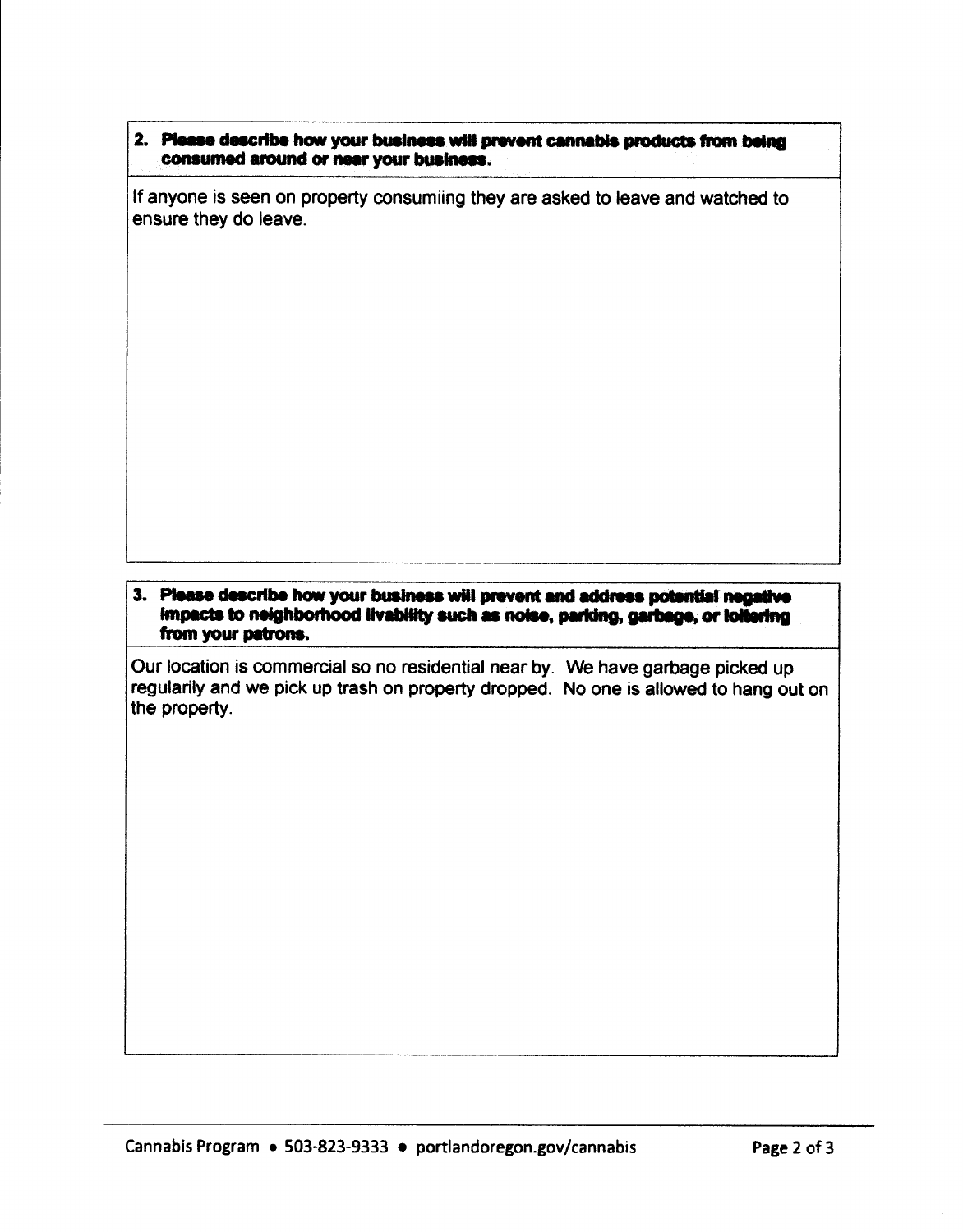**2. Please describe how your business will prevent cannabis products from being consumed around or near your business.**

If anyone is seen on property consumiing they are asked to leave and watched to ensure they do leave.

**3. Please describe how your business will prevent and address potential negative impacts to neighborhood livability such as noise, parking, garbage, or loitering from your patrons.**

Our location is commercial so no residential near by. We have garbage picked up regularily and we pick up trash on property dropped. No one is allowed to hang out on the property.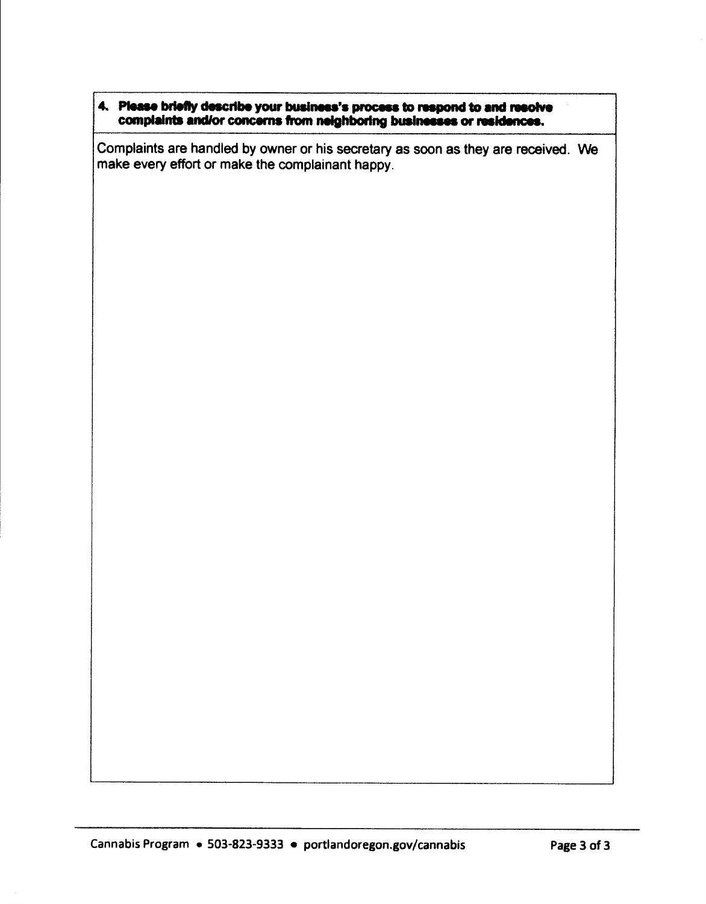**4. Please briefly describe your business's process to respond to and resolve complaints and/or concerns from neighboring businesses or residences.**

Complaints are handled by owner or his secretary as soon as they are received. We make every effort or make the complainant happy.

Cannabis Program • 503-823-9333 • portlandoregon.gov/cannabis